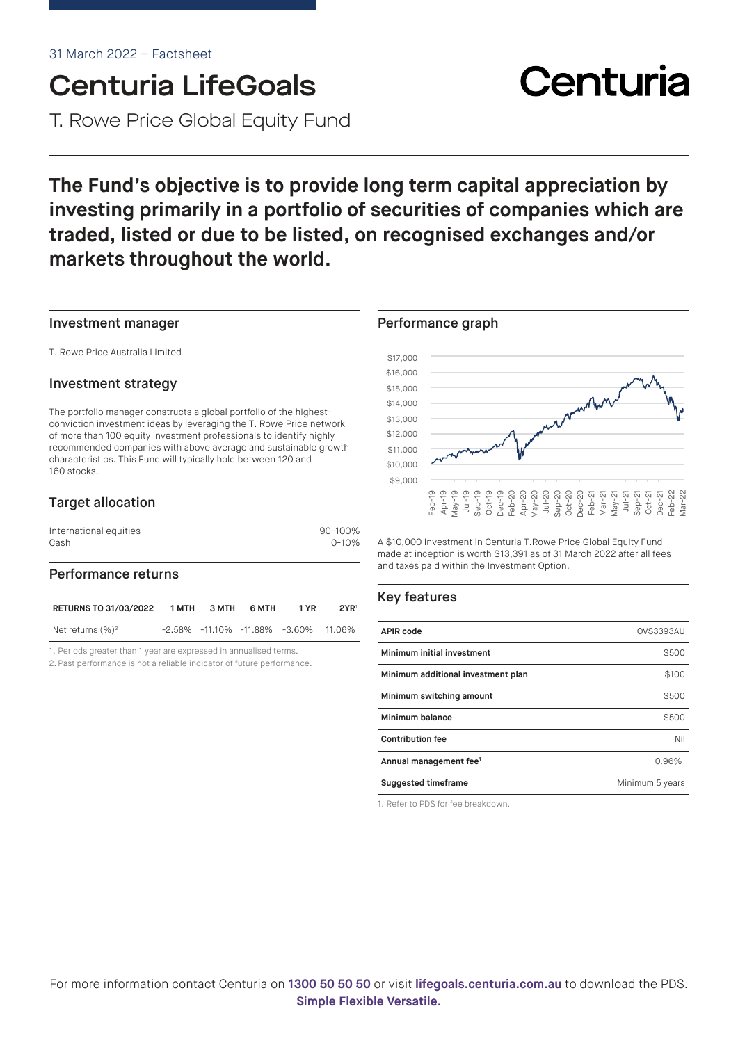31 March 2022 – Factsheet

# Centuria LifeGoals

T. Rowe Price Global Equity Fund

Centuria

**The Fund's objective is to provide long term capital appreciation by investing primarily in a portfolio of securities of companies which are traded, listed or due to be listed, on recognised exchanges and/or markets throughout the world.**

## Investment manager

T. Rowe Price Australia Limited

## Investment strategy

The portfolio manager constructs a global portfolio of the highest-conviction investment ideas by leveraging the T. Rowe Price network of more than 100 equity investment professionals to identify highly recommended companies with above average and sustainable growth characteristics. This Fund will typically hold between 120 and 160 stocks.

## Target allocation

| | |
|---|---|
| International equities | 90-100% |
| Cash | 0-10% |

## Performance returns

| RETURNS TO 31/03/2022 | 1 MTH | 3 MTH | 6 MTH | 1 YR | 2YR[1] |
|---|---|---|---|---|---|
| Net returns (%)[2] | -2.58% | -11.10% | -11.88% | -3.60% | 11.06% |

1. Periods greater than 1 year are expressed in annualised terms.
2. Past performance is not a reliable indicator of future performance.

## Performance graph

A $10,000 investment in Centuria T.Rowe Price Global Equity Fund made at inception is worth $13,391 as of 31 March 2022 after all fees and taxes paid within the Investment Option.

## Key features

| | |
|---|---|
| **APIR code** | OVS3393AU |
| **Minimum initial investment** | $500 |
| **Minimum additional investment plan** | $100 |
| **Minimum switching amount** | $500 |
| **Minimum balance** | $500 |
| **Contribution fee** | Nil |
| **Annual management fee[1]** | 0.96% |
| **Suggested timeframe** | Minimum 5 years |

1. Refer to PDS for fee breakdown.

For more information contact Centuria on **1300 50 50 50** or visit **lifegoals.centuria.com.au** to download the PDS.
**Simple Flexible Versatile.**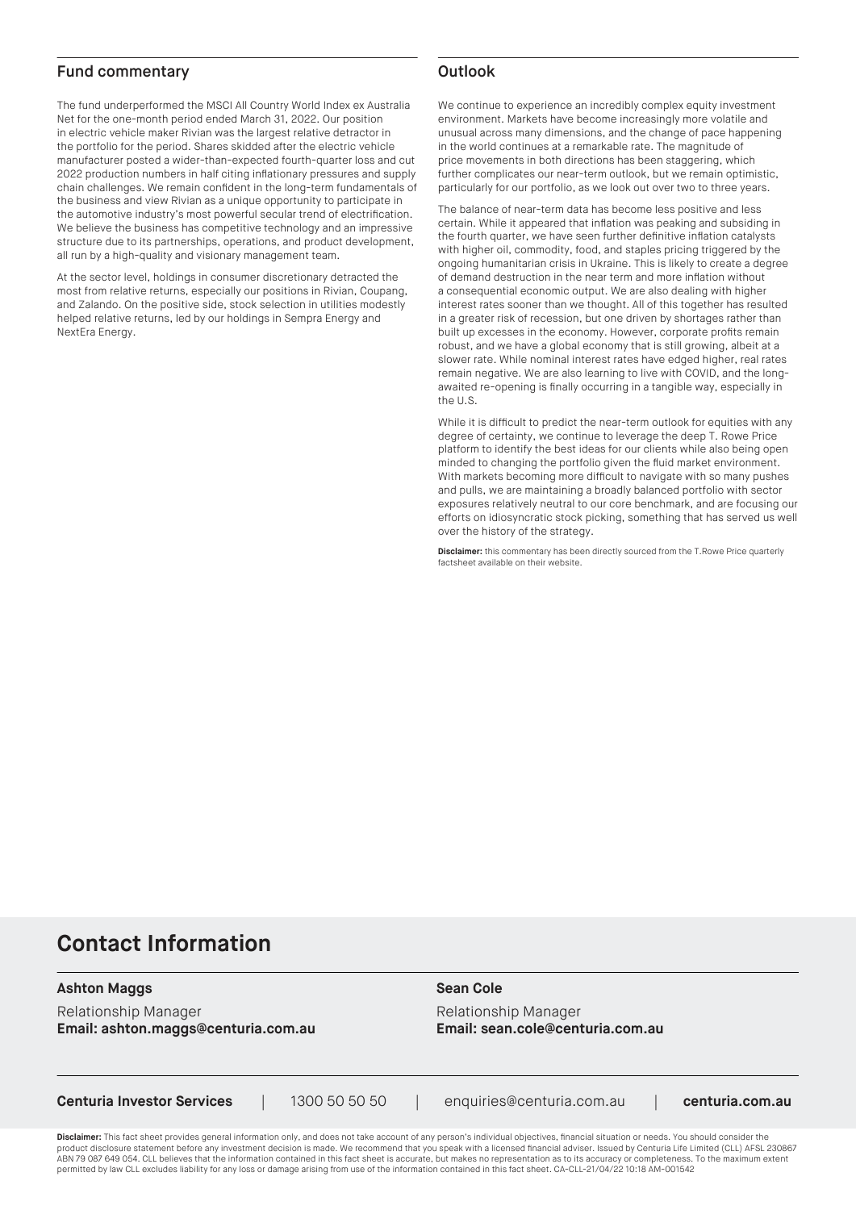## Fund commentary

The fund underperformed the MSCI All Country World Index ex Australia Net for the one-month period ended March 31, 2022. Our position in electric vehicle maker Rivian was the largest relative detractor in the portfolio for the period. Shares skidded after the electric vehicle manufacturer posted a wider-than-expected fourth-quarter loss and cut 2022 production numbers in half citing inflationary pressures and supply chain challenges. We remain confident in the long-term fundamentals of the business and view Rivian as a unique opportunity to participate in the automotive industry's most powerful secular trend of electrification. We believe the business has competitive technology and an impressive structure due to its partnerships, operations, and product development, all run by a high-quality and visionary management team.

At the sector level, holdings in consumer discretionary detracted the most from relative returns, especially our positions in Rivian, Coupang, and Zalando. On the positive side, stock selection in utilities modestly helped relative returns, led by our holdings in Sempra Energy and NextEra Energy.

## Outlook

We continue to experience an incredibly complex equity investment environment. Markets have become increasingly more volatile and unusual across many dimensions, and the change of pace happening in the world continues at a remarkable rate. The magnitude of price movements in both directions has been staggering, which further complicates our near-term outlook, but we remain optimistic, particularly for our portfolio, as we look out over two to three years.

The balance of near-term data has become less positive and less certain. While it appeared that inflation was peaking and subsiding in the fourth quarter, we have seen further definitive inflation catalysts with higher oil, commodity, food, and staples pricing triggered by the ongoing humanitarian crisis in Ukraine. This is likely to create a degree of demand destruction in the near term and more inflation without a consequential economic output. We are also dealing with higher interest rates sooner than we thought. All of this together has resulted in a greater risk of recession, but one driven by shortages rather than built up excesses in the economy. However, corporate profits remain robust, and we have a global economy that is still growing, albeit at a slower rate. While nominal interest rates have edged higher, real rates remain negative. We are also learning to live with COVID, and the long-awaited re-opening is finally occurring in a tangible way, especially in the U.S.

While it is difficult to predict the near-term outlook for equities with any degree of certainty, we continue to leverage the deep T. Rowe Price platform to identify the best ideas for our clients while also being open minded to changing the portfolio given the fluid market environment. With markets becoming more difficult to navigate with so many pushes and pulls, we are maintaining a broadly balanced portfolio with sector exposures relatively neutral to our core benchmark, and are focusing our efforts on idiosyncratic stock picking, something that has served us well over the history of the strategy.

**Disclaimer:** this commentary has been directly sourced from the T.Rowe Price quarterly factsheet available on their website.

# Contact Information

**Ashton Maggs**
Relationship Manager
**Email: ashton.maggs@centuria.com.au**

**Sean Cole**
Relationship Manager
**Email: sean.cole@centuria.com.au**

**Centuria Investor Services** | 1300 50 50 50 | enquiries@centuria.com.au | **centuria.com.au**

**Disclaimer:** This fact sheet provides general information only, and does not take account of any person's individual objectives, financial situation or needs. You should consider the product disclosure statement before any investment decision is made. We recommend that you speak with a licensed financial adviser. Issued by Centuria Life Limited (CLL) AFSL 230867 ABN 79 087 649 054. CLL believes that the information contained in this fact sheet is accurate, but makes no representation as to its accuracy or completeness. To the maximum extent permitted by law CLL excludes liability for any loss or damage arising from use of the information contained in this fact sheet. CA-CLL-21/04/22 10:18 AM-001542